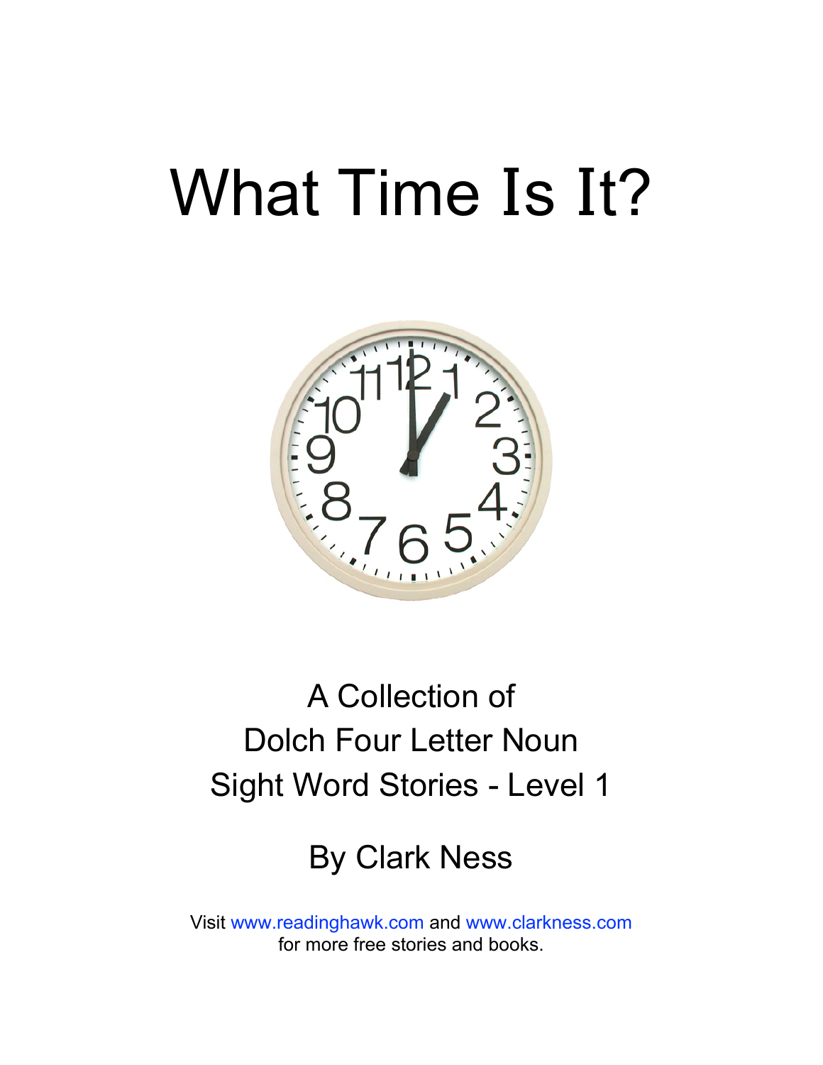# What Time Is It?

A Collection of
Dolch Four Letter Noun
Sight Word Stories - Level 1

By Clark Ness

Visit www.readinghawk.com and www.clarkness.com
for more free stories and books.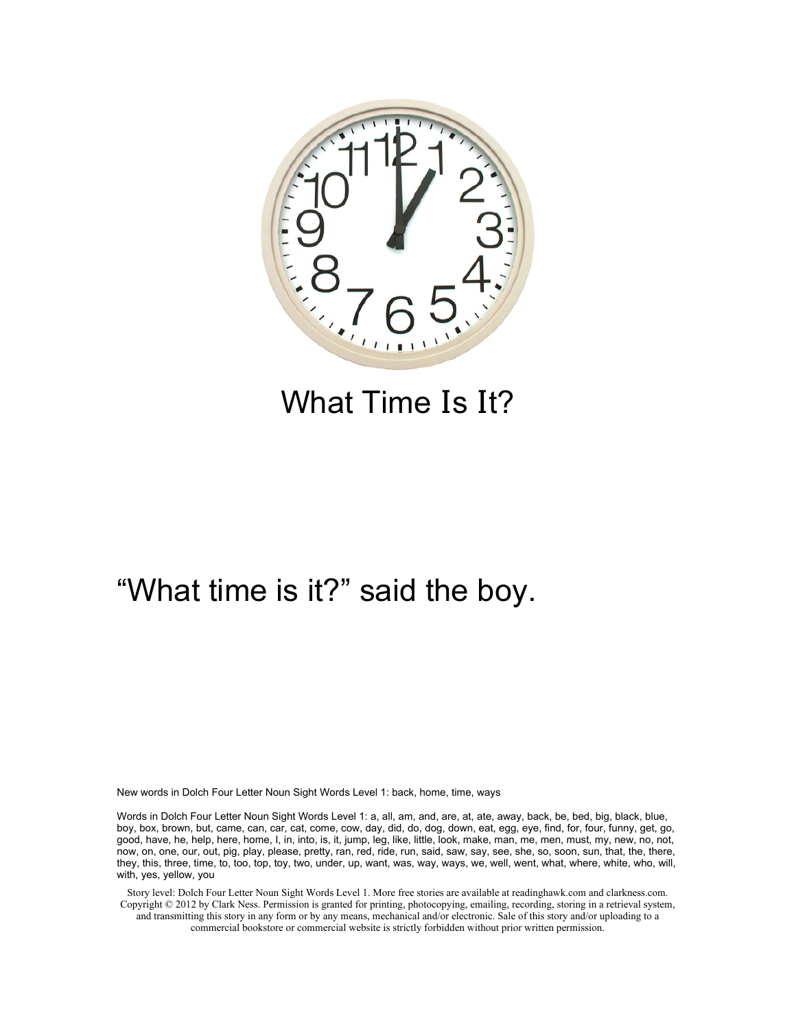# What Time Is It?

“What time is it?” said the boy.

New words in Dolch Four Letter Noun Sight Words Level 1: back, home, time, ways

Words in Dolch Four Letter Noun Sight Words Level 1: a, all, am, and, are, at, ate, away, back, be, bed, big, black, blue, boy, box, brown, but, came, can, car, cat, come, cow, day, did, do, dog, down, eat, egg, eye, find, for, four, funny, get, go, good, have, he, help, here, home, I, in, into, is, it, jump, leg, like, little, look, make, man, me, men, must, my, new, no, not, now, on, one, our, out, pig, play, please, pretty, ran, red, ride, run, said, saw, say, see, she, so, soon, sun, that, the, there, they, this, three, time, to, too, top, toy, two, under, up, want, was, way, ways, we, well, went, what, where, white, who, will, with, yes, yellow, you

Story level: Dolch Four Letter Noun Sight Words Level 1. More free stories are available at readinghawk.com and clarkness.com. Copyright © 2012 by Clark Ness. Permission is granted for printing, photocopying, emailing, recording, storing in a retrieval system, and transmitting this story in any form or by any means, mechanical and/or electronic. Sale of this story and/or uploading to a commercial bookstore or commercial website is strictly forbidden without prior written permission.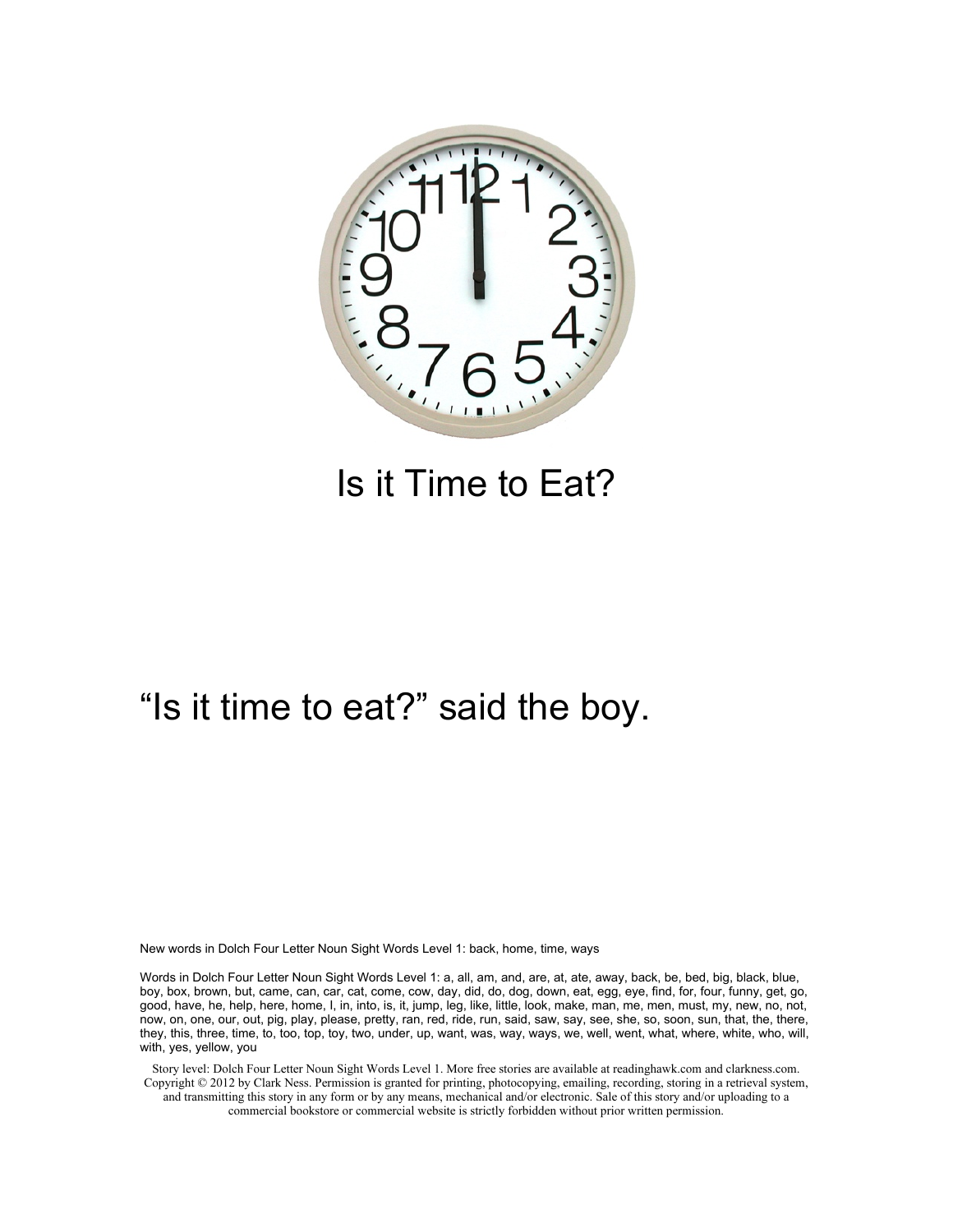# Is it Time to Eat?

"Is it time to eat?" said the boy.

New words in Dolch Four Letter Noun Sight Words Level 1: back, home, time, ways

Words in Dolch Four Letter Noun Sight Words Level 1: a, all, am, and, are, at, ate, away, back, be, bed, big, black, blue, boy, box, brown, but, came, can, car, cat, come, cow, day, did, do, dog, down, eat, egg, eye, find, for, four, funny, get, go, good, have, he, help, here, home, I, in, into, is, it, jump, leg, like, little, look, make, man, me, men, must, my, new, no, not, now, on, one, our, out, pig, play, please, pretty, ran, red, ride, run, said, saw, say, see, she, so, soon, sun, that, the, there, they, this, three, time, to, too, top, toy, two, under, up, want, was, way, ways, we, well, went, what, where, white, who, will, with, yes, yellow, you

Story level: Dolch Four Letter Noun Sight Words Level 1. More free stories are available at readinghawk.com and clarkness.com. Copyright © 2012 by Clark Ness. Permission is granted for printing, photocopying, emailing, recording, storing in a retrieval system, and transmitting this story in any form or by any means, mechanical and/or electronic. Sale of this story and/or uploading to a commercial bookstore or commercial website is strictly forbidden without prior written permission.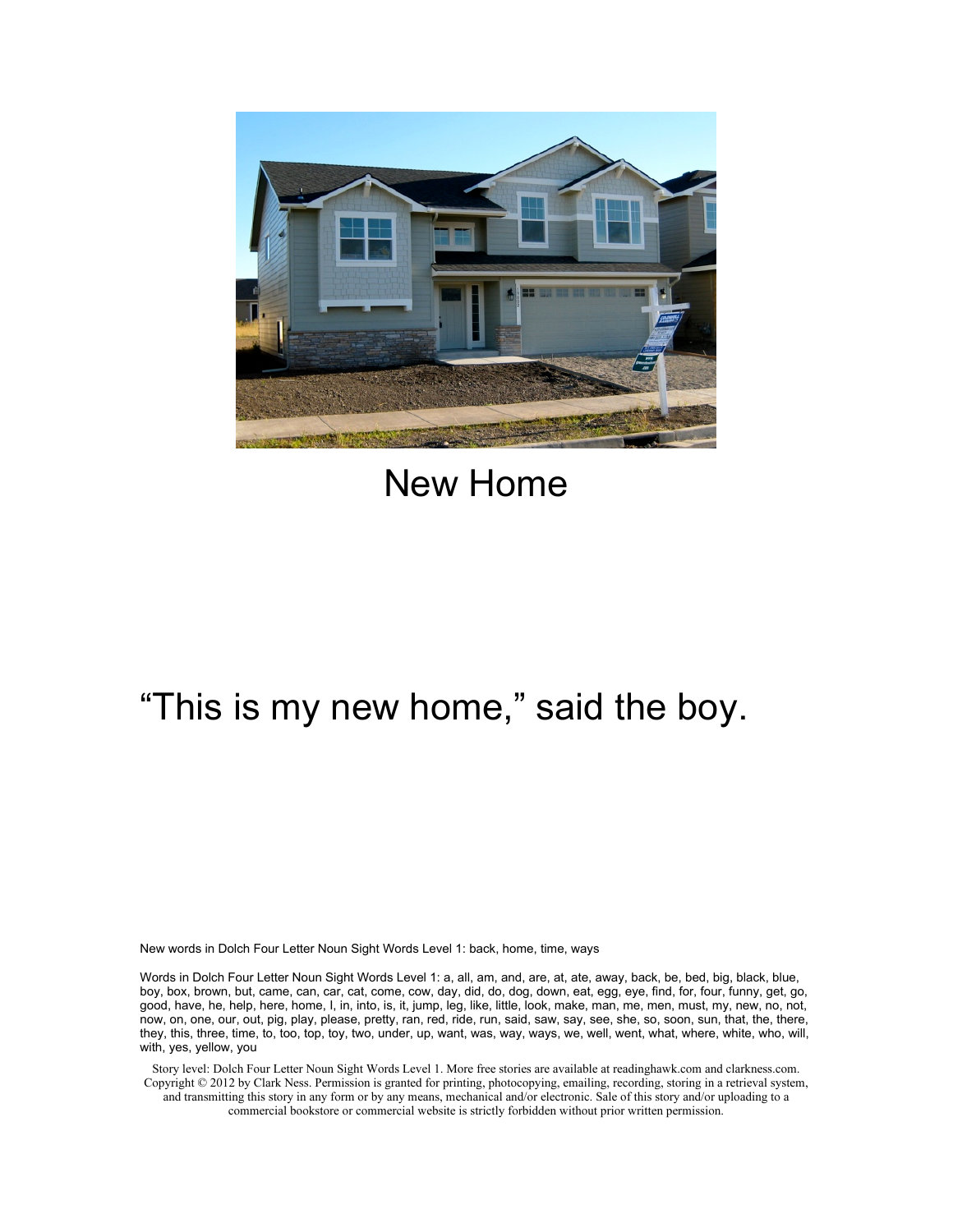New Home

“This is my new home,” said the boy.

New words in Dolch Four Letter Noun Sight Words Level 1: back, home, time, ways

Words in Dolch Four Letter Noun Sight Words Level 1: a, all, am, and, are, at, ate, away, back, be, bed, big, black, blue, boy, box, brown, but, came, can, car, cat, come, cow, day, did, do, dog, down, eat, egg, eye, find, for, four, funny, get, go, good, have, he, help, here, home, I, in, into, is, it, jump, leg, like, little, look, make, man, me, men, must, my, new, no, not, now, on, one, our, out, pig, play, please, pretty, ran, red, ride, run, said, saw, say, see, she, so, soon, sun, that, the, there, they, this, three, time, to, too, top, toy, two, under, up, want, was, way, ways, we, well, went, what, where, white, who, will, with, yes, yellow, you

Story level: Dolch Four Letter Noun Sight Words Level 1. More free stories are available at readinghawk.com and clarkness.com. Copyright © 2012 by Clark Ness. Permission is granted for printing, photocopying, emailing, recording, storing in a retrieval system, and transmitting this story in any form or by any means, mechanical and/or electronic. Sale of this story and/or uploading to a commercial bookstore or commercial website is strictly forbidden without prior written permission.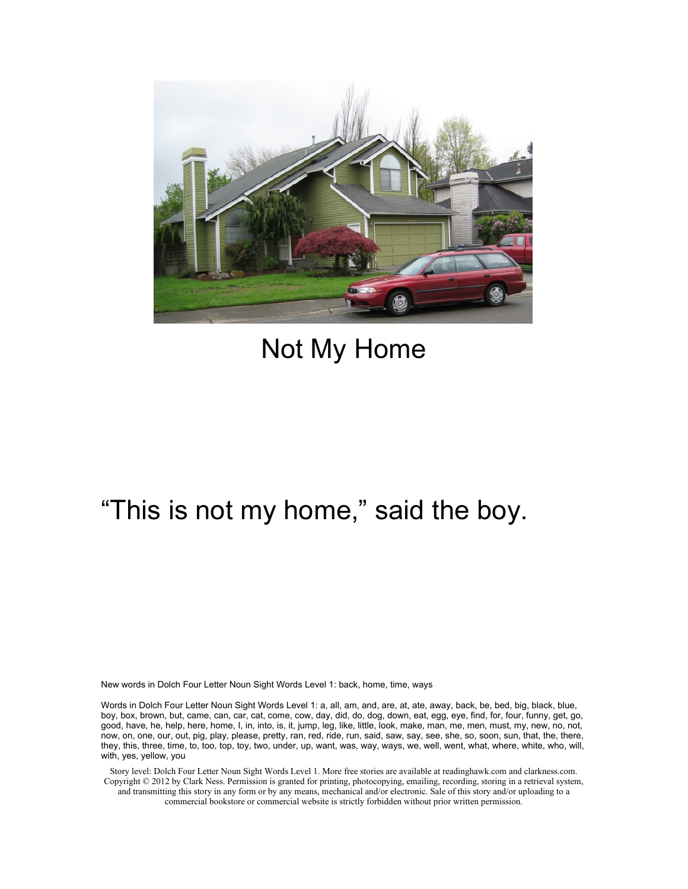# Not My Home

"This is not my home," said the boy.

New words in Dolch Four Letter Noun Sight Words Level 1: back, home, time, ways

Words in Dolch Four Letter Noun Sight Words Level 1: a, all, am, and, are, at, ate, away, back, be, bed, big, black, blue, boy, box, brown, but, came, can, car, cat, come, cow, day, did, do, dog, down, eat, egg, eye, find, for, four, funny, get, go, good, have, he, help, here, home, I, in, into, is, it, jump, leg, like, little, look, make, man, me, men, must, my, new, no, not, now, on, one, our, out, pig, play, please, pretty, ran, red, ride, run, said, saw, say, see, she, so, soon, sun, that, the, there, they, this, three, time, to, too, top, toy, two, under, up, want, was, way, ways, we, well, went, what, where, white, who, will, with, yes, yellow, you

Story level: Dolch Four Letter Noun Sight Words Level 1. More free stories are available at readinghawk.com and clarkness.com. Copyright © 2012 by Clark Ness. Permission is granted for printing, photocopying, emailing, recording, storing in a retrieval system, and transmitting this story in any form or by any means, mechanical and/or electronic. Sale of this story and/or uploading to a commercial bookstore or commercial website is strictly forbidden without prior written permission.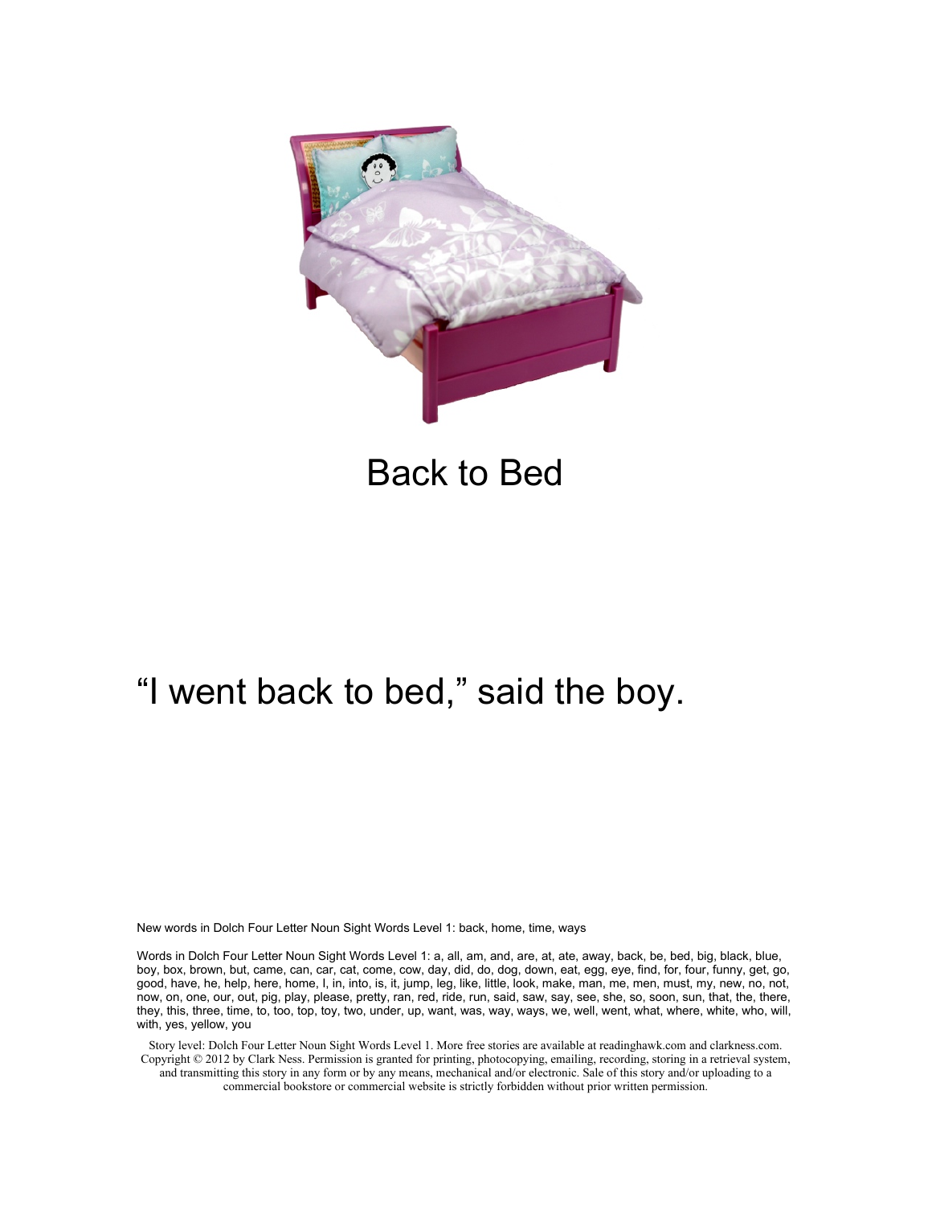Back to Bed

"I went back to bed," said the boy.

New words in Dolch Four Letter Noun Sight Words Level 1: back, home, time, ways

Words in Dolch Four Letter Noun Sight Words Level 1: a, all, am, and, are, at, ate, away, back, be, bed, big, black, blue, boy, box, brown, but, came, can, car, cat, come, cow, day, did, do, dog, down, eat, egg, eye, find, for, four, funny, get, go, good, have, he, help, here, home, I, in, into, is, it, jump, leg, like, little, look, make, man, me, men, must, my, new, no, not, now, on, one, our, out, pig, play, please, pretty, ran, red, ride, run, said, saw, say, see, she, so, soon, sun, that, the, there, they, this, three, time, to, too, top, toy, two, under, up, want, was, way, ways, we, well, went, what, where, white, who, will, with, yes, yellow, you

Story level: Dolch Four Letter Noun Sight Words Level 1. More free stories are available at readinghawk.com and clarkness.com. Copyright © 2012 by Clark Ness. Permission is granted for printing, photocopying, emailing, recording, storing in a retrieval system, and transmitting this story in any form or by any means, mechanical and/or electronic. Sale of this story and/or uploading to a commercial bookstore or commercial website is strictly forbidden without prior written permission.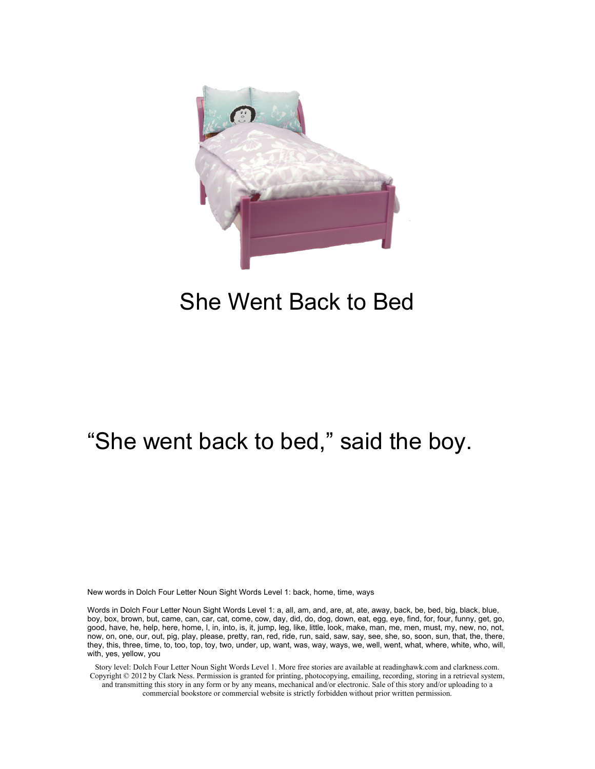# She Went Back to Bed

"She went back to bed," said the boy.

New words in Dolch Four Letter Noun Sight Words Level 1: back, home, time, ways

Words in Dolch Four Letter Noun Sight Words Level 1: a, all, am, and, are, at, ate, away, back, be, bed, big, black, blue, boy, box, brown, but, came, can, car, cat, come, cow, day, did, do, dog, down, eat, egg, eye, find, for, four, funny, get, go, good, have, he, help, here, home, I, in, into, is, it, jump, leg, like, little, look, make, man, me, men, must, my, new, no, not, now, on, one, our, out, pig, play, please, pretty, ran, red, ride, run, said, saw, say, see, she, so, soon, sun, that, the, there, they, this, three, time, to, too, top, toy, two, under, up, want, was, way, ways, we, well, went, what, where, white, who, will, with, yes, yellow, you

Story level: Dolch Four Letter Noun Sight Words Level 1. More free stories are available at readinghawk.com and clarkness.com. Copyright © 2012 by Clark Ness. Permission is granted for printing, photocopying, emailing, recording, storing in a retrieval system, and transmitting this story in any form or by any means, mechanical and/or electronic. Sale of this story and/or uploading to a commercial bookstore or commercial website is strictly forbidden without prior written permission.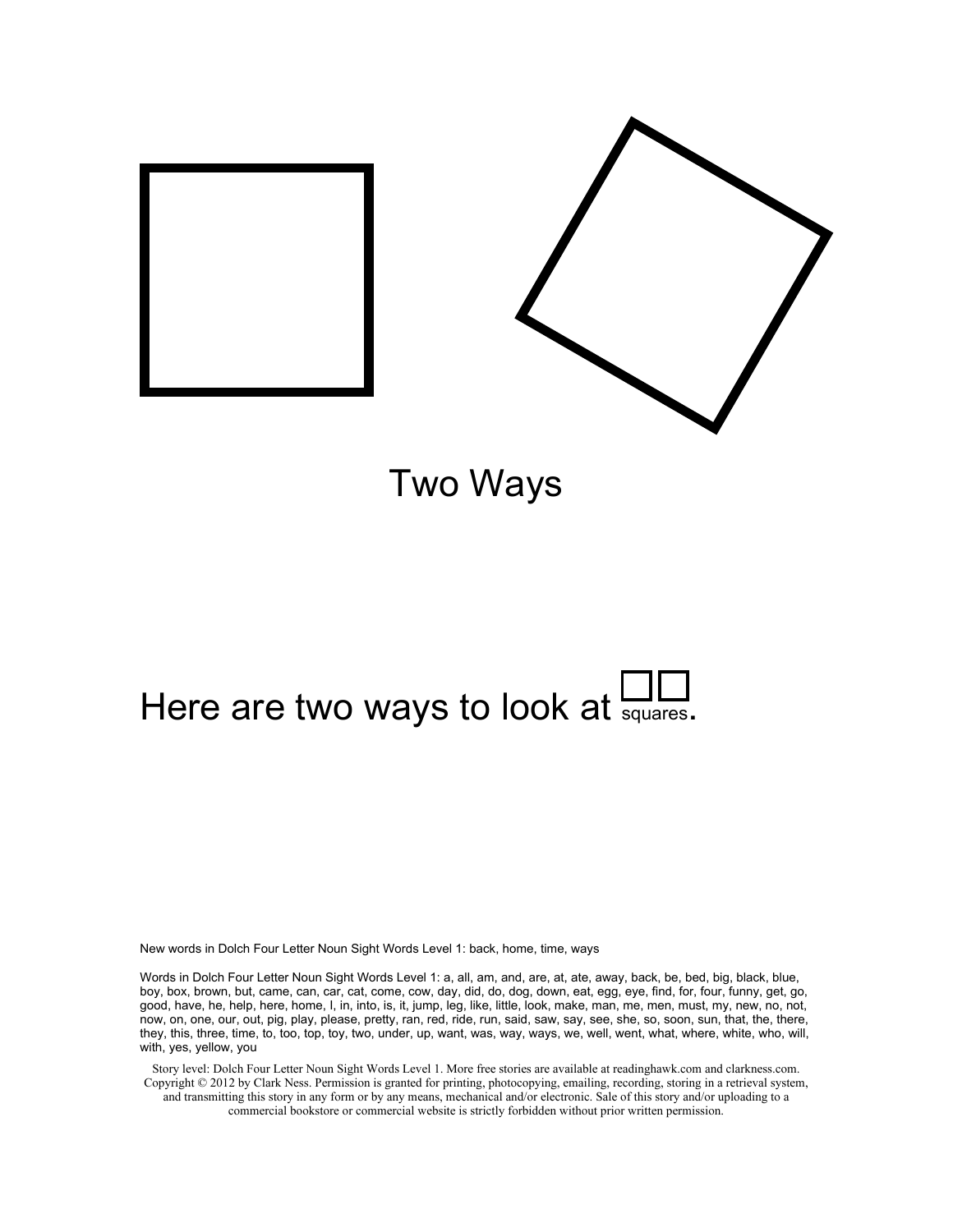Two Ways

Here are two ways to look at squares.

New words in Dolch Four Letter Noun Sight Words Level 1: back, home, time, ways

Words in Dolch Four Letter Noun Sight Words Level 1: a, all, am, and, are, at, ate, away, back, be, bed, big, black, blue, boy, box, brown, but, came, can, car, cat, come, cow, day, did, do, dog, down, eat, egg, eye, find, for, four, funny, get, go, good, have, he, help, here, home, I, in, into, is, it, jump, leg, like, little, look, make, man, me, men, must, my, new, no, not, now, on, one, our, out, pig, play, please, pretty, ran, red, ride, run, said, saw, say, see, she, so, soon, sun, that, the, there, they, this, three, time, to, too, top, toy, two, under, up, want, was, way, ways, we, well, went, what, where, white, who, will, with, yes, yellow, you

Story level: Dolch Four Letter Noun Sight Words Level 1. More free stories are available at readinghawk.com and clarkness.com. Copyright © 2012 by Clark Ness. Permission is granted for printing, photocopying, emailing, recording, storing in a retrieval system, and transmitting this story in any form or by any means, mechanical and/or electronic. Sale of this story and/or uploading to a commercial bookstore or commercial website is strictly forbidden without prior written permission.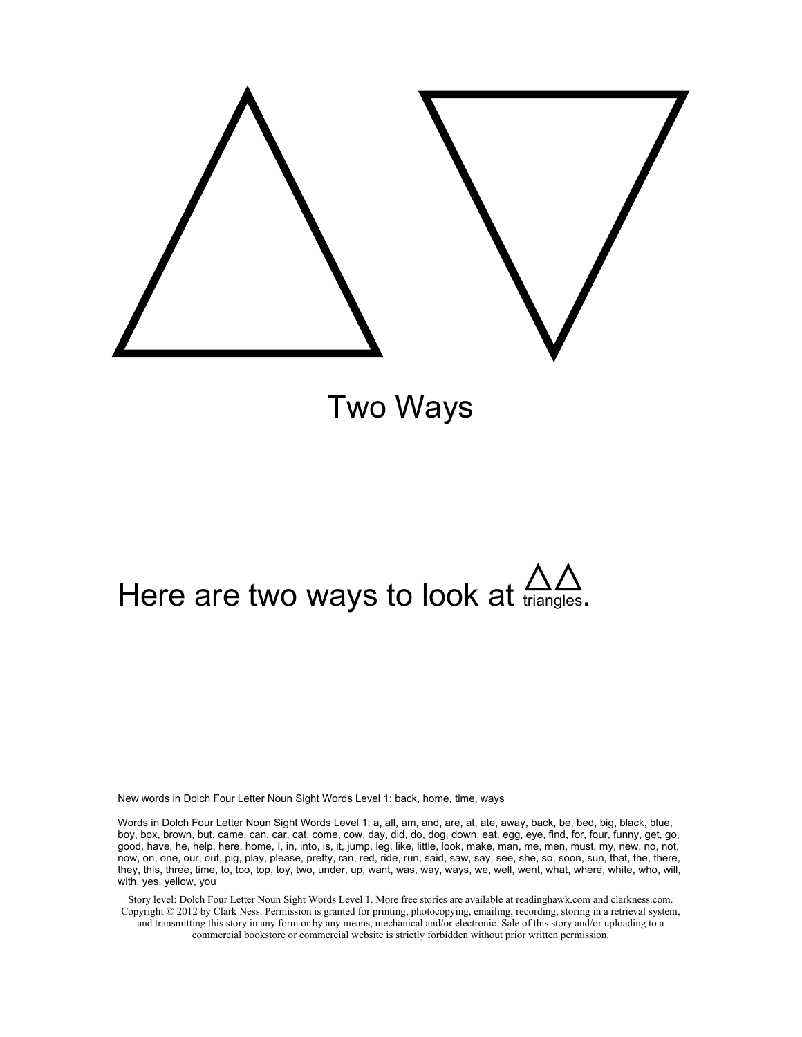Two Ways

Here are two ways to look at △△ triangles.

New words in Dolch Four Letter Noun Sight Words Level 1: back, home, time, ways

Words in Dolch Four Letter Noun Sight Words Level 1: a, all, am, and, are, at, ate, away, back, be, bed, big, black, blue, boy, box, brown, but, came, can, car, cat, come, cow, day, did, do, dog, down, eat, egg, eye, find, for, four, funny, get, go, good, have, he, help, here, home, I, in, into, is, it, jump, leg, like, little, look, make, man, me, men, must, my, new, no, not, now, on, one, our, out, pig, play, please, pretty, ran, red, ride, run, said, saw, say, see, she, so, soon, sun, that, the, there, they, this, three, time, to, too, top, toy, two, under, up, want, was, way, ways, we, well, went, what, where, white, who, will, with, yes, yellow, you

Story level: Dolch Four Letter Noun Sight Words Level 1. More free stories are available at readinghawk.com and clarkness.com. Copyright © 2012 by Clark Ness. Permission is granted for printing, photocopying, emailing, recording, storing in a retrieval system, and transmitting this story in any form or by any means, mechanical and/or electronic. Sale of this story and/or uploading to a commercial bookstore or commercial website is strictly forbidden without prior written permission.